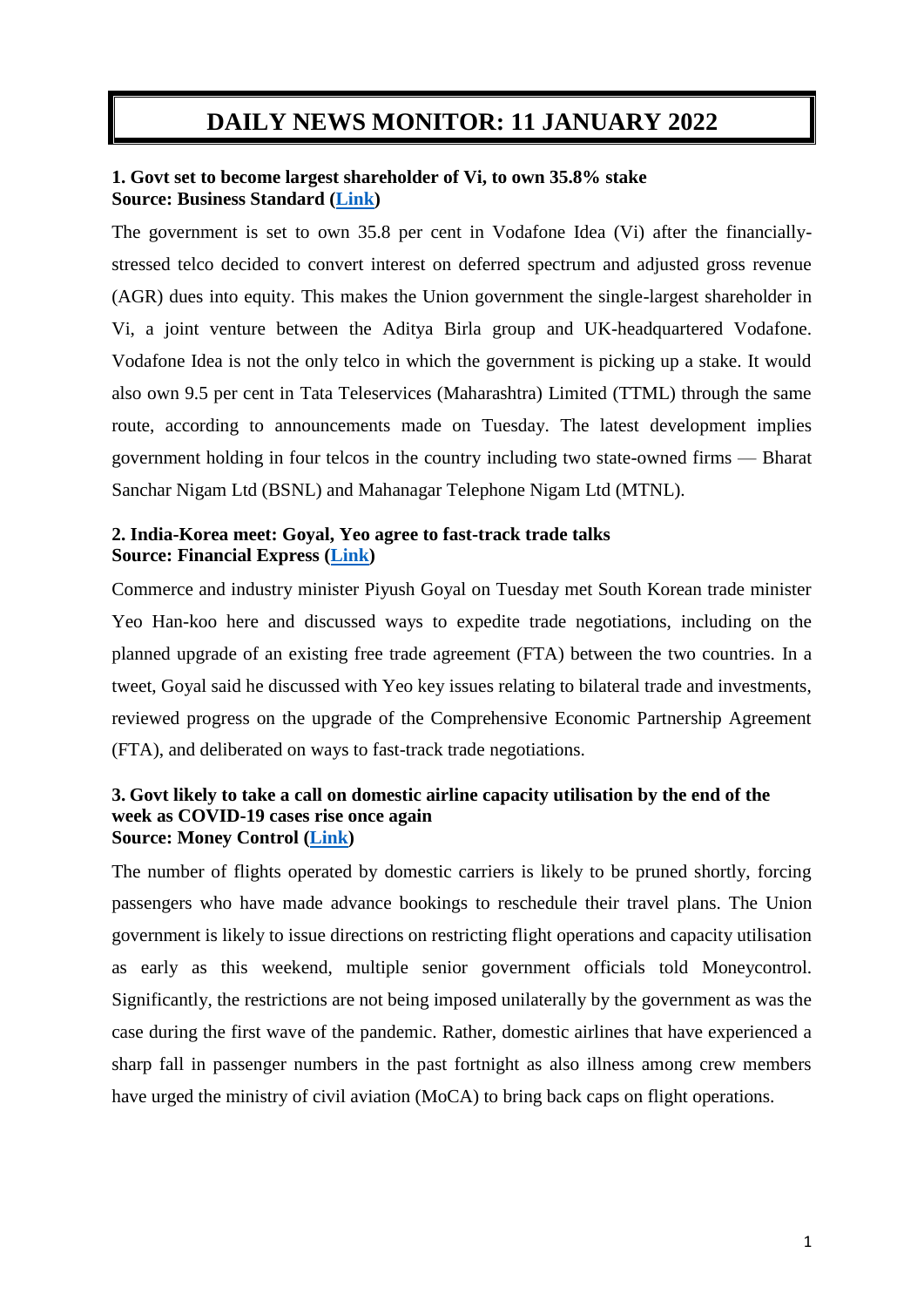# DAILY NEWS MONITOR: 11 JANUARY 2022

**1. Govt set to become largest shareholder of Vi, to own 35.8% stake**
**Source: Business Standard (Link)**

The government is set to own 35.8 per cent in Vodafone Idea (Vi) after the financially-stressed telco decided to convert interest on deferred spectrum and adjusted gross revenue (AGR) dues into equity. This makes the Union government the single-largest shareholder in Vi, a joint venture between the Aditya Birla group and UK-headquartered Vodafone. Vodafone Idea is not the only telco in which the government is picking up a stake. It would also own 9.5 per cent in Tata Teleservices (Maharashtra) Limited (TTML) through the same route, according to announcements made on Tuesday. The latest development implies government holding in four telcos in the country including two state-owned firms — Bharat Sanchar Nigam Ltd (BSNL) and Mahanagar Telephone Nigam Ltd (MTNL).

**2. India-Korea meet: Goyal, Yeo agree to fast-track trade talks**
**Source: Financial Express (Link)**

Commerce and industry minister Piyush Goyal on Tuesday met South Korean trade minister Yeo Han-koo here and discussed ways to expedite trade negotiations, including on the planned upgrade of an existing free trade agreement (FTA) between the two countries. In a tweet, Goyal said he discussed with Yeo key issues relating to bilateral trade and investments, reviewed progress on the upgrade of the Comprehensive Economic Partnership Agreement (FTA), and deliberated on ways to fast-track trade negotiations.

**3. Govt likely to take a call on domestic airline capacity utilisation by the end of the week as COVID-19 cases rise once again**
**Source: Money Control (Link)**

The number of flights operated by domestic carriers is likely to be pruned shortly, forcing passengers who have made advance bookings to reschedule their travel plans. The Union government is likely to issue directions on restricting flight operations and capacity utilisation as early as this weekend, multiple senior government officials told Moneycontrol. Significantly, the restrictions are not being imposed unilaterally by the government as was the case during the first wave of the pandemic. Rather, domestic airlines that have experienced a sharp fall in passenger numbers in the past fortnight as also illness among crew members have urged the ministry of civil aviation (MoCA) to bring back caps on flight operations.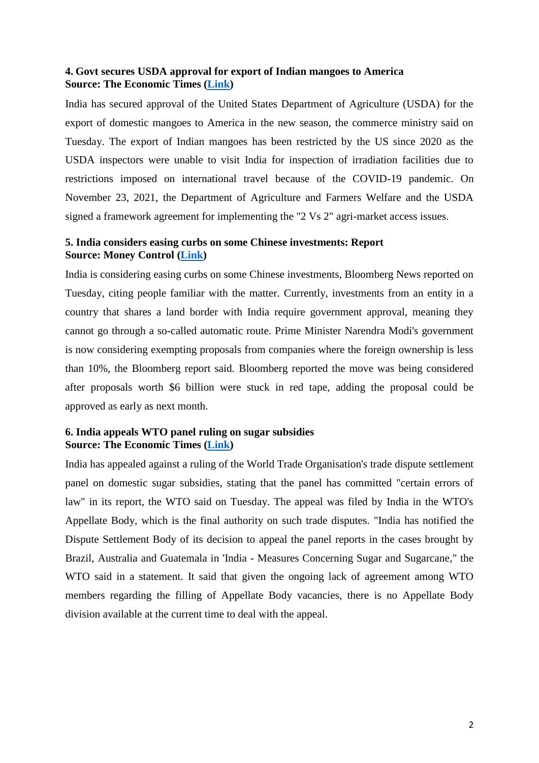### 4. Govt secures USDA approval for export of Indian mangoes to America
**Source: The Economic Times ([Link](#))**

India has secured approval of the United States Department of Agriculture (USDA) for the export of domestic mangoes to America in the new season, the commerce ministry said on Tuesday. The export of Indian mangoes has been restricted by the US since 2020 as the USDA inspectors were unable to visit India for inspection of irradiation facilities due to restrictions imposed on international travel because of the COVID-19 pandemic. On November 23, 2021, the Department of Agriculture and Farmers Welfare and the USDA signed a framework agreement for implementing the "2 Vs 2" agri-market access issues.

### 5. India considers easing curbs on some Chinese investments: Report
**Source: Money Control ([Link](#))**

India is considering easing curbs on some Chinese investments, Bloomberg News reported on Tuesday, citing people familiar with the matter. Currently, investments from an entity in a country that shares a land border with India require government approval, meaning they cannot go through a so-called automatic route. Prime Minister Narendra Modi's government is now considering exempting proposals from companies where the foreign ownership is less than 10%, the Bloomberg report said. Bloomberg reported the move was being considered after proposals worth $6 billion were stuck in red tape, adding the proposal could be approved as early as next month.

### 6. India appeals WTO panel ruling on sugar subsidies
**Source: The Economic Times ([Link](#))**

India has appealed against a ruling of the World Trade Organisation's trade dispute settlement panel on domestic sugar subsidies, stating that the panel has committed "certain errors of law" in its report, the WTO said on Tuesday. The appeal was filed by India in the WTO's Appellate Body, which is the final authority on such trade disputes. "India has notified the Dispute Settlement Body of its decision to appeal the panel reports in the cases brought by Brazil, Australia and Guatemala in 'India - Measures Concerning Sugar and Sugarcane," the WTO said in a statement. It said that given the ongoing lack of agreement among WTO members regarding the filling of Appellate Body vacancies, there is no Appellate Body division available at the current time to deal with the appeal.